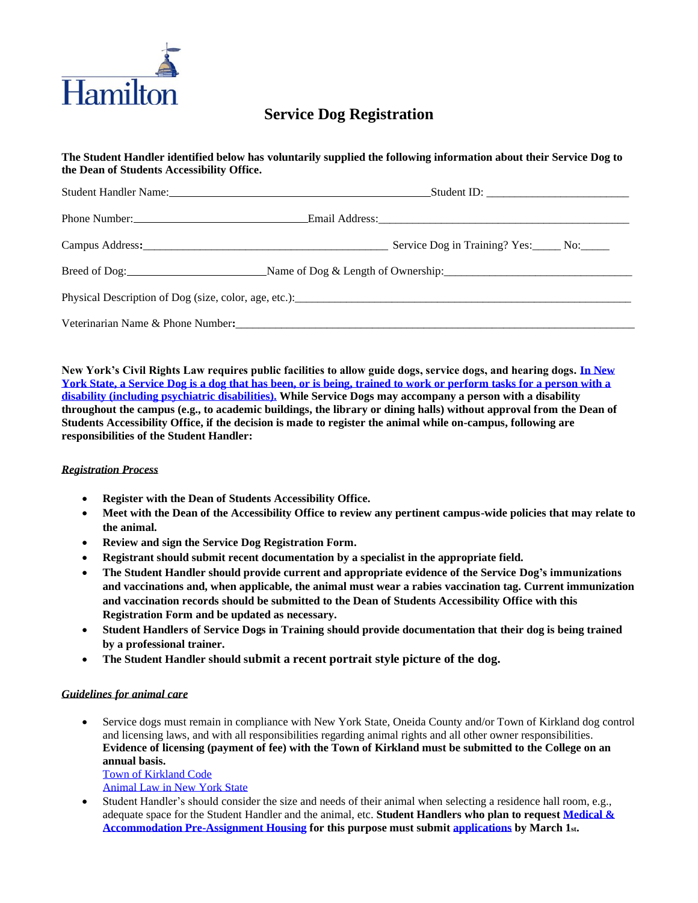Hamilton

# Service Dog Registration

**The Student Handler identified below has voluntarily supplied the following information about their Service Dog to the Dean of Students Accessibility Office.**

Student Handler Name:_______________________________________________Student ID: ________________________

Phone Number:_______________________________Email Address:____________________________________________

Campus Address:___________________________________________ Service Dog in Training? Yes:_____ No:_____

Breed of Dog:________________________Name of Dog & Length of Ownership:________________________________

Physical Description of Dog (size, color, age, etc.):_____________________________________________________________

Veterinarian Name & Phone Number:________________________________________________________________________

**New York's Civil Rights Law requires public facilities to allow guide dogs, service dogs, and hearing dogs. [In New York State, a Service Dog is a dog that has been, or is being, trained to work or perform tasks for a person with a disability (including psychiatric disabilities).] While Service Dogs may accompany a person with a disability throughout the campus (e.g., to academic buildings, the library or dining halls) without approval from the Dean of Students Accessibility Office, if the decision is made to register the animal while on-campus, following are responsibilities of the Student Handler:**

***Registration Process***

- **Register with the Dean of Students Accessibility Office.**
- **Meet with the Dean of the Accessibility Office to review any pertinent campus-wide policies that may relate to the animal.**
- **Review and sign the Service Dog Registration Form.**
- **Registrant should submit recent documentation by a specialist in the appropriate field.**
- **The Student Handler should provide current and appropriate evidence of the Service Dog's immunizations and vaccinations and, when applicable, the animal must wear a rabies vaccination tag. Current immunization and vaccination records should be submitted to the Dean of Students Accessibility Office with this Registration Form and be updated as necessary.**
- **Student Handlers of Service Dogs in Training should provide documentation that their dog is being trained by a professional trainer.**
- **The Student Handler should submit a recent portrait style picture of the dog.**

***Guidelines for animal care***

- Service dogs must remain in compliance with New York State, Oneida County and/or Town of Kirkland dog control and licensing laws, and with all responsibilities regarding animal rights and all other owner responsibilities. **Evidence of licensing (payment of fee) with the Town of Kirkland must be submitted to the College on an annual basis.**
  Town of Kirkland Code
  Animal Law in New York State
- Student Handler's should consider the size and needs of their animal when selecting a residence hall room, e.g., adequate space for the Student Handler and the animal, etc. **Student Handlers who plan to request Medical & Accommodation Pre-Assignment Housing for this purpose must submit applications by March 1st.**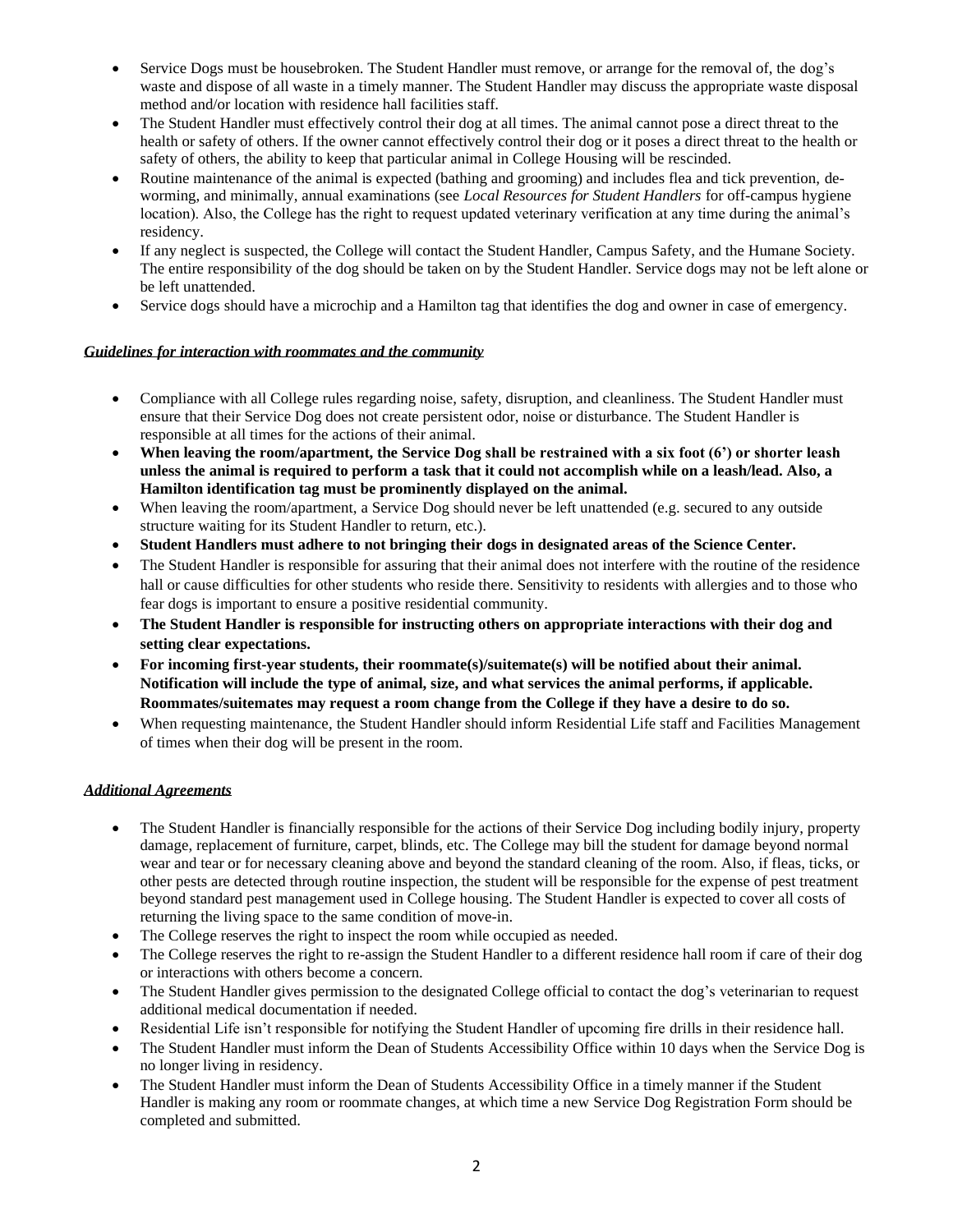- Service Dogs must be housebroken. The Student Handler must remove, or arrange for the removal of, the dog's waste and dispose of all waste in a timely manner. The Student Handler may discuss the appropriate waste disposal method and/or location with residence hall facilities staff.
- The Student Handler must effectively control their dog at all times. The animal cannot pose a direct threat to the health or safety of others. If the owner cannot effectively control their dog or it poses a direct threat to the health or safety of others, the ability to keep that particular animal in College Housing will be rescinded.
- Routine maintenance of the animal is expected (bathing and grooming) and includes flea and tick prevention, de-worming, and minimally, annual examinations (see *Local Resources for Student Handlers* for off-campus hygiene location). Also, the College has the right to request updated veterinary verification at any time during the animal's residency.
- If any neglect is suspected, the College will contact the Student Handler, Campus Safety, and the Humane Society. The entire responsibility of the dog should be taken on by the Student Handler. Service dogs may not be left alone or be left unattended.
- Service dogs should have a microchip and a Hamilton tag that identifies the dog and owner in case of emergency.

***Guidelines for interaction with roommates and the community***

- Compliance with all College rules regarding noise, safety, disruption, and cleanliness. The Student Handler must ensure that their Service Dog does not create persistent odor, noise or disturbance. The Student Handler is responsible at all times for the actions of their animal.
- **When leaving the room/apartment, the Service Dog shall be restrained with a six foot (6') or shorter leash unless the animal is required to perform a task that it could not accomplish while on a leash/lead. Also, a Hamilton identification tag must be prominently displayed on the animal.**
- When leaving the room/apartment, a Service Dog should never be left unattended (e.g. secured to any outside structure waiting for its Student Handler to return, etc.).
- **Student Handlers must adhere to not bringing their dogs in designated areas of the Science Center.**
- The Student Handler is responsible for assuring that their animal does not interfere with the routine of the residence hall or cause difficulties for other students who reside there. Sensitivity to residents with allergies and to those who fear dogs is important to ensure a positive residential community.
- **The Student Handler is responsible for instructing others on appropriate interactions with their dog and setting clear expectations.**
- **For incoming first-year students, their roommate(s)/suitemate(s) will be notified about their animal. Notification will include the type of animal, size, and what services the animal performs, if applicable. Roommates/suitemates may request a room change from the College if they have a desire to do so.**
- When requesting maintenance, the Student Handler should inform Residential Life staff and Facilities Management of times when their dog will be present in the room.

***Additional Agreements***

- The Student Handler is financially responsible for the actions of their Service Dog including bodily injury, property damage, replacement of furniture, carpet, blinds, etc. The College may bill the student for damage beyond normal wear and tear or for necessary cleaning above and beyond the standard cleaning of the room. Also, if fleas, ticks, or other pests are detected through routine inspection, the student will be responsible for the expense of pest treatment beyond standard pest management used in College housing. The Student Handler is expected to cover all costs of returning the living space to the same condition of move-in.
- The College reserves the right to inspect the room while occupied as needed.
- The College reserves the right to re-assign the Student Handler to a different residence hall room if care of their dog or interactions with others become a concern.
- The Student Handler gives permission to the designated College official to contact the dog's veterinarian to request additional medical documentation if needed.
- Residential Life isn't responsible for notifying the Student Handler of upcoming fire drills in their residence hall.
- The Student Handler must inform the Dean of Students Accessibility Office within 10 days when the Service Dog is no longer living in residency.
- The Student Handler must inform the Dean of Students Accessibility Office in a timely manner if the Student Handler is making any room or roommate changes, at which time a new Service Dog Registration Form should be completed and submitted.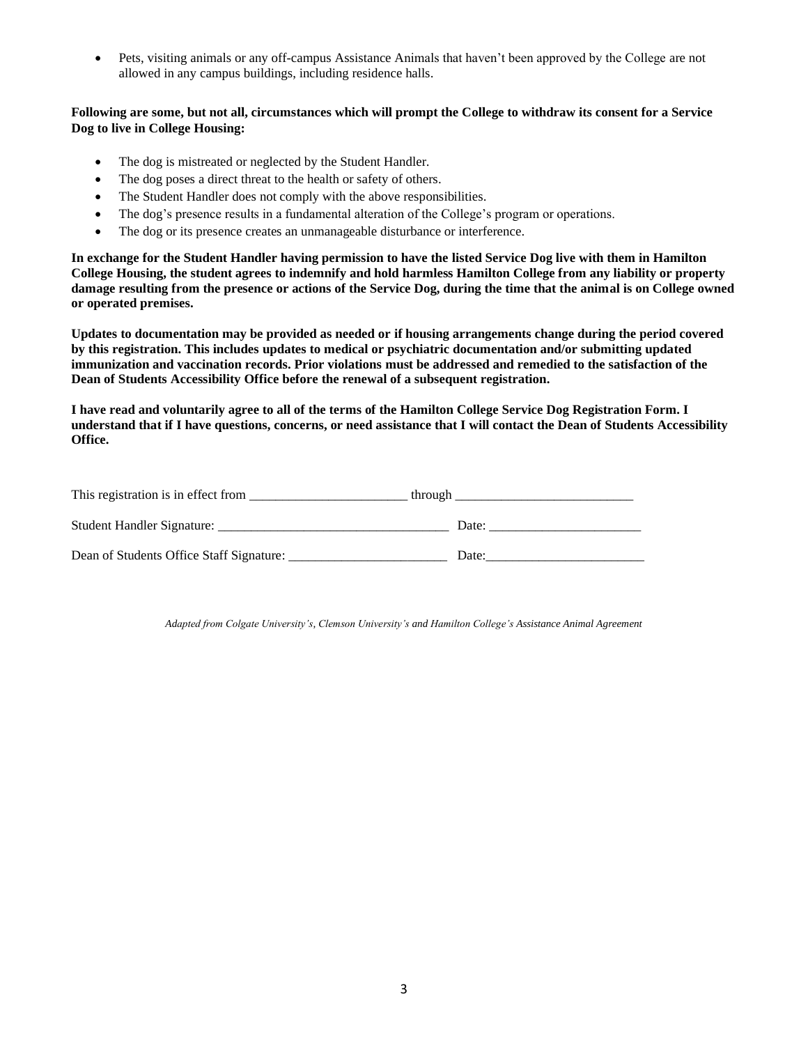- Pets, visiting animals or any off-campus Assistance Animals that haven't been approved by the College are not allowed in any campus buildings, including residence halls.

**Following are some, but not all, circumstances which will prompt the College to withdraw its consent for a Service Dog to live in College Housing:**

- The dog is mistreated or neglected by the Student Handler.
- The dog poses a direct threat to the health or safety of others.
- The Student Handler does not comply with the above responsibilities.
- The dog's presence results in a fundamental alteration of the College's program or operations.
- The dog or its presence creates an unmanageable disturbance or interference.

**In exchange for the Student Handler having permission to have the listed Service Dog live with them in Hamilton College Housing, the student agrees to indemnify and hold harmless Hamilton College from any liability or property damage resulting from the presence or actions of the Service Dog, during the time that the animal is on College owned or operated premises.**

**Updates to documentation may be provided as needed or if housing arrangements change during the period covered by this registration. This includes updates to medical or psychiatric documentation and/or submitting updated immunization and vaccination records. Prior violations must be addressed and remedied to the satisfaction of the Dean of Students Accessibility Office before the renewal of a subsequent registration.**

**I have read and voluntarily agree to all of the terms of the Hamilton College Service Dog Registration Form. I understand that if I have questions, concerns, or need assistance that I will contact the Dean of Students Accessibility Office.**

This registration is in effect from ________________________ through ___________________________

Student Handler Signature: ___________________________________ Date: _______________________

Dean of Students Office Staff Signature: ________________________ Date:________________________

*Adapted from Colgate University's, Clemson University's and Hamilton College's Assistance Animal Agreement*